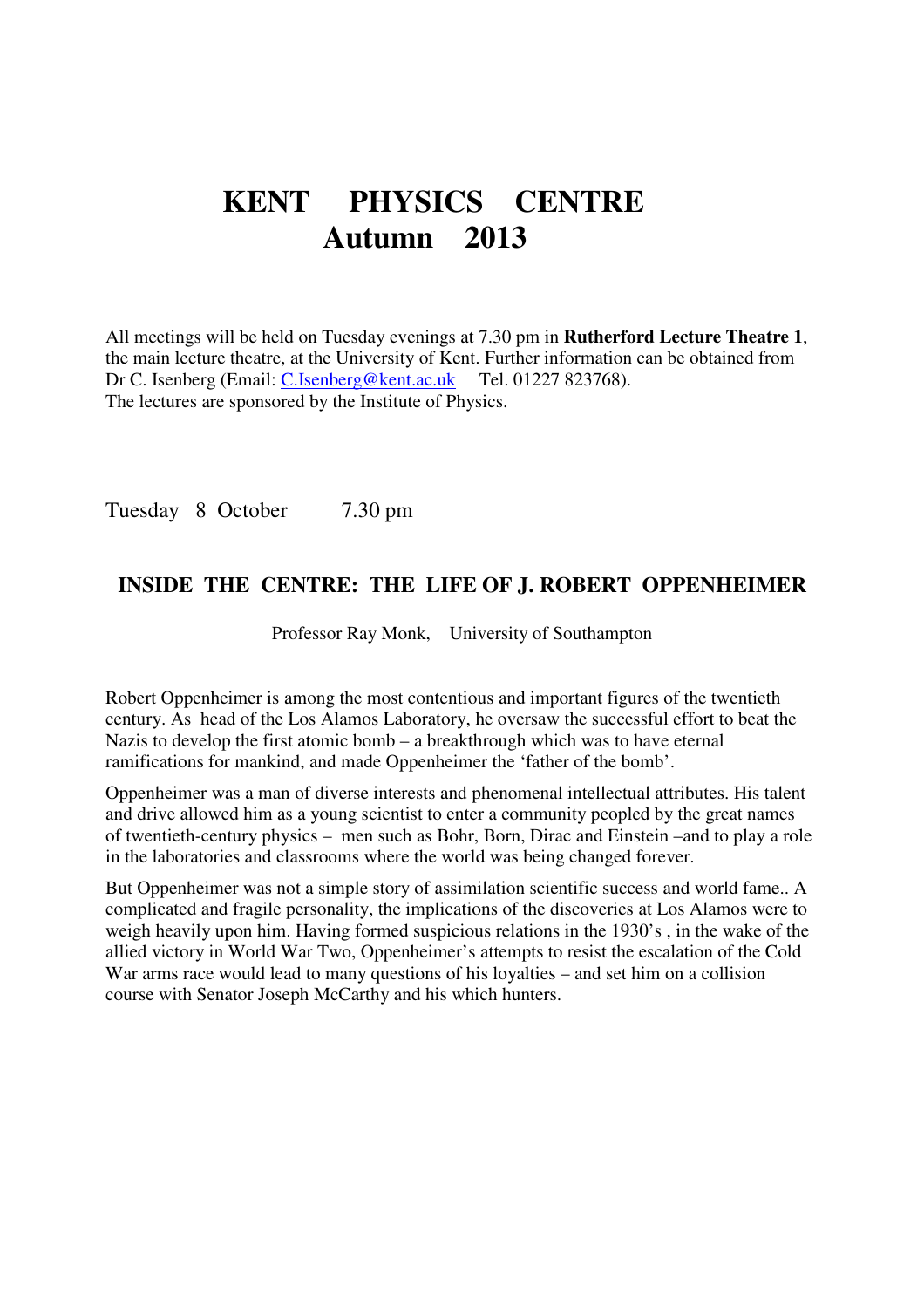# KENT PHYSICS CENTRE
# Autumn 2013

All meetings will be held on Tuesday evenings at 7.30 pm in **Rutherford Lecture Theatre 1**, the main lecture theatre, at the University of Kent. Further information can be obtained from Dr C. Isenberg (Email: C.Isenberg@kent.ac.uk Tel. 01227 823768).
The lectures are sponsored by the Institute of Physics.

Tuesday 8 October 7.30 pm

## INSIDE THE CENTRE: THE LIFE OF J. ROBERT OPPENHEIMER

Professor Ray Monk, University of Southampton

Robert Oppenheimer is among the most contentious and important figures of the twentieth century. As head of the Los Alamos Laboratory, he oversaw the successful effort to beat the Nazis to develop the first atomic bomb – a breakthrough which was to have eternal ramifications for mankind, and made Oppenheimer the 'father of the bomb'.

Oppenheimer was a man of diverse interests and phenomenal intellectual attributes. His talent and drive allowed him as a young scientist to enter a community peopled by the great names of twentieth-century physics – men such as Bohr, Born, Dirac and Einstein –and to play a role in the laboratories and classrooms where the world was being changed forever.

But Oppenheimer was not a simple story of assimilation scientific success and world fame.. A complicated and fragile personality, the implications of the discoveries at Los Alamos were to weigh heavily upon him. Having formed suspicious relations in the 1930's , in the wake of the allied victory in World War Two, Oppenheimer's attempts to resist the escalation of the Cold War arms race would lead to many questions of his loyalties – and set him on a collision course with Senator Joseph McCarthy and his which hunters.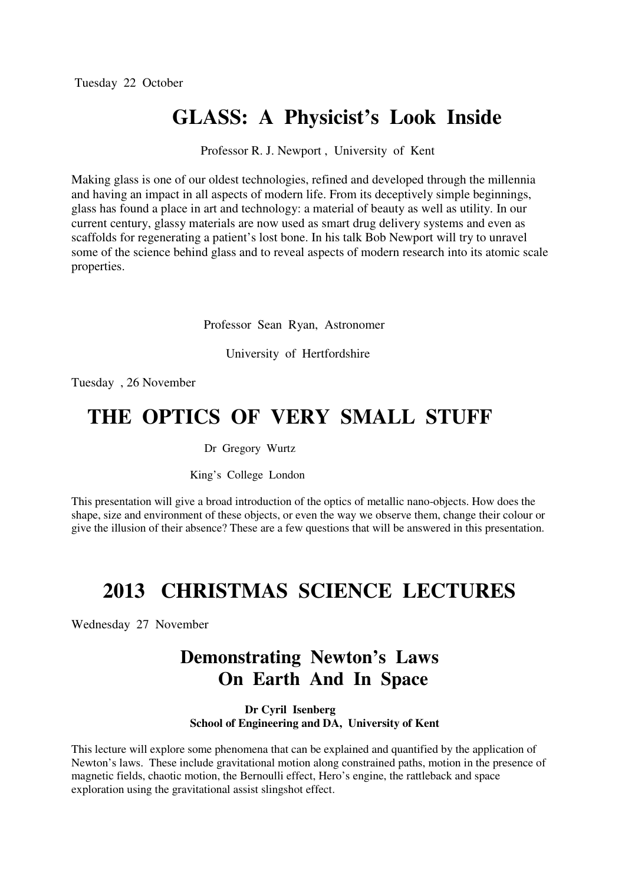Tuesday 22 October

# GLASS: A Physicist's Look Inside

Professor R. J. Newport , University of Kent

Making glass is one of our oldest technologies, refined and developed through the millennia and having an impact in all aspects of modern life. From its deceptively simple beginnings, glass has found a place in art and technology: a material of beauty as well as utility. In our current century, glassy materials are now used as smart drug delivery systems and even as scaffolds for regenerating a patient's lost bone. In his talk Bob Newport will try to unravel some of the science behind glass and to reveal aspects of modern research into its atomic scale properties.

Professor Sean Ryan, Astronomer

University of Hertfordshire

Tuesday , 26 November

# THE OPTICS OF VERY SMALL STUFF

Dr Gregory Wurtz

King's College London

This presentation will give a broad introduction of the optics of metallic nano-objects. How does the shape, size and environment of these objects, or even the way we observe them, change their colour or give the illusion of their absence? These are a few questions that will be answered in this presentation.

# 2013 CHRISTMAS SCIENCE LECTURES

Wednesday 27 November

## Demonstrating Newton's Laws On Earth And In Space

**Dr Cyril Isenberg**
**School of Engineering and DA, University of Kent**

This lecture will explore some phenomena that can be explained and quantified by the application of Newton's laws. These include gravitational motion along constrained paths, motion in the presence of magnetic fields, chaotic motion, the Bernoulli effect, Hero's engine, the rattleback and space exploration using the gravitational assist slingshot effect.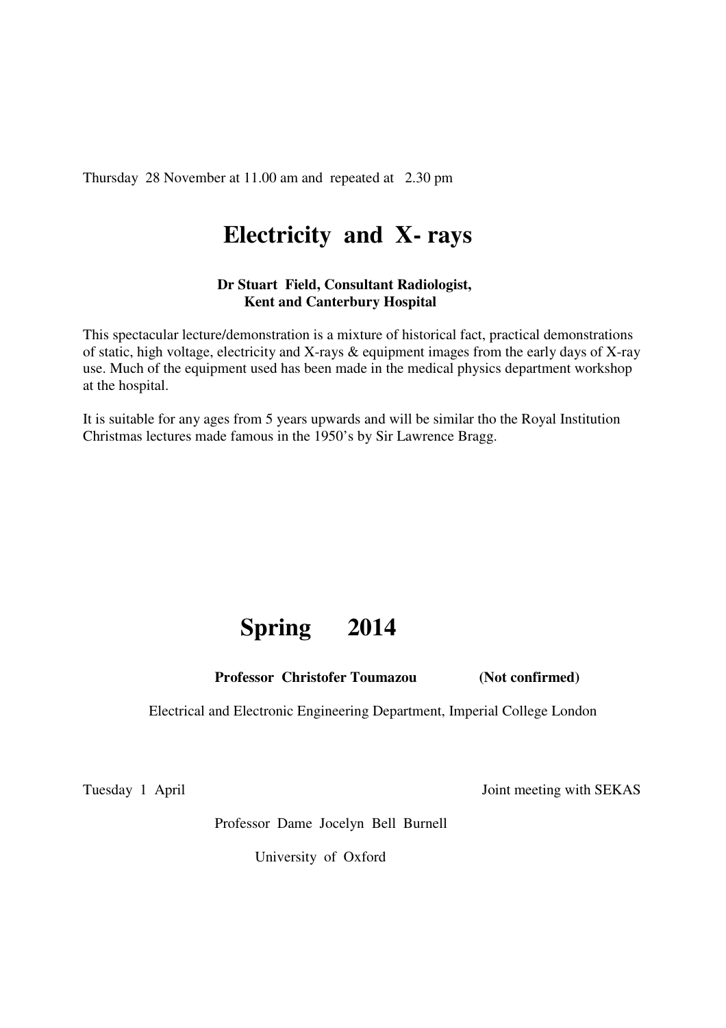Thursday 28 November at 11.00 am and repeated at 2.30 pm

# Electricity and X- rays

**Dr Stuart Field, Consultant Radiologist, Kent and Canterbury Hospital**

This spectacular lecture/demonstration is a mixture of historical fact, practical demonstrations of static, high voltage, electricity and X-rays & equipment images from the early days of X-ray use. Much of the equipment used has been made in the medical physics department workshop at the hospital.

It is suitable for any ages from 5 years upwards and will be similar tho the Royal Institution Christmas lectures made famous in the 1950's by Sir Lawrence Bragg.

# Spring 2014

**Professor Christofer Toumazou** **(Not confirmed)**

Electrical and Electronic Engineering Department, Imperial College London

Tuesday 1 April Joint meeting with SEKAS

Professor Dame Jocelyn Bell Burnell

University of Oxford